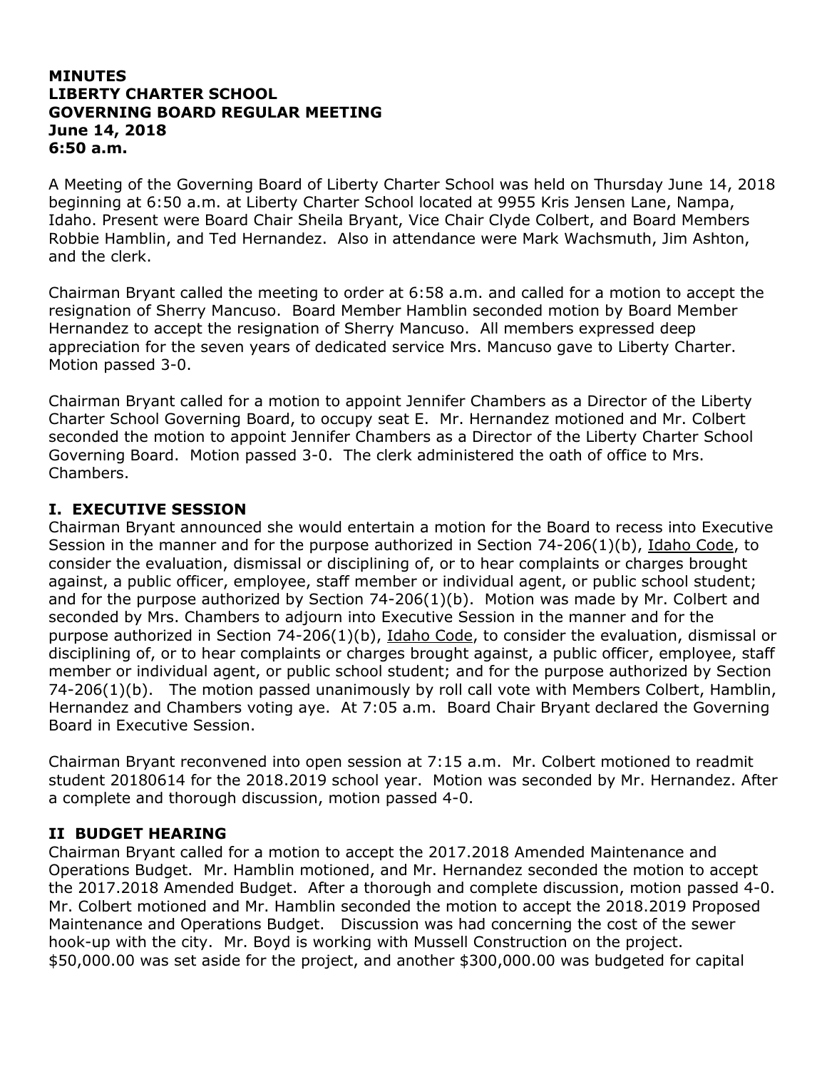**MINUTES**
**LIBERTY CHARTER SCHOOL**
**GOVERNING BOARD REGULAR MEETING**
**June 14, 2018**
**6:50 a.m.**

A Meeting of the Governing Board of Liberty Charter School was held on Thursday June 14, 2018 beginning at 6:50 a.m. at Liberty Charter School located at 9955 Kris Jensen Lane, Nampa, Idaho. Present were Board Chair Sheila Bryant, Vice Chair Clyde Colbert, and Board Members Robbie Hamblin, and Ted Hernandez. Also in attendance were Mark Wachsmuth, Jim Ashton, and the clerk.

Chairman Bryant called the meeting to order at 6:58 a.m. and called for a motion to accept the resignation of Sherry Mancuso. Board Member Hamblin seconded motion by Board Member Hernandez to accept the resignation of Sherry Mancuso. All members expressed deep appreciation for the seven years of dedicated service Mrs. Mancuso gave to Liberty Charter. Motion passed 3-0.

Chairman Bryant called for a motion to appoint Jennifer Chambers as a Director of the Liberty Charter School Governing Board, to occupy seat E. Mr. Hernandez motioned and Mr. Colbert seconded the motion to appoint Jennifer Chambers as a Director of the Liberty Charter School Governing Board. Motion passed 3-0. The clerk administered the oath of office to Mrs. Chambers.

## I. EXECUTIVE SESSION

Chairman Bryant announced she would entertain a motion for the Board to recess into Executive Session in the manner and for the purpose authorized in Section 74-206(1)(b), Idaho Code, to consider the evaluation, dismissal or disciplining of, or to hear complaints or charges brought against, a public officer, employee, staff member or individual agent, or public school student; and for the purpose authorized by Section 74-206(1)(b). Motion was made by Mr. Colbert and seconded by Mrs. Chambers to adjourn into Executive Session in the manner and for the purpose authorized in Section 74-206(1)(b), Idaho Code, to consider the evaluation, dismissal or disciplining of, or to hear complaints or charges brought against, a public officer, employee, staff member or individual agent, or public school student; and for the purpose authorized by Section 74-206(1)(b). The motion passed unanimously by roll call vote with Members Colbert, Hamblin, Hernandez and Chambers voting aye. At 7:05 a.m. Board Chair Bryant declared the Governing Board in Executive Session.

Chairman Bryant reconvened into open session at 7:15 a.m. Mr. Colbert motioned to readmit student 20180614 for the 2018.2019 school year. Motion was seconded by Mr. Hernandez. After a complete and thorough discussion, motion passed 4-0.

## II BUDGET HEARING

Chairman Bryant called for a motion to accept the 2017.2018 Amended Maintenance and Operations Budget. Mr. Hamblin motioned, and Mr. Hernandez seconded the motion to accept the 2017.2018 Amended Budget. After a thorough and complete discussion, motion passed 4-0. Mr. Colbert motioned and Mr. Hamblin seconded the motion to accept the 2018.2019 Proposed Maintenance and Operations Budget. Discussion was had concerning the cost of the sewer hook-up with the city. Mr. Boyd is working with Mussell Construction on the project. $50,000.00 was set aside for the project, and another $300,000.00 was budgeted for capital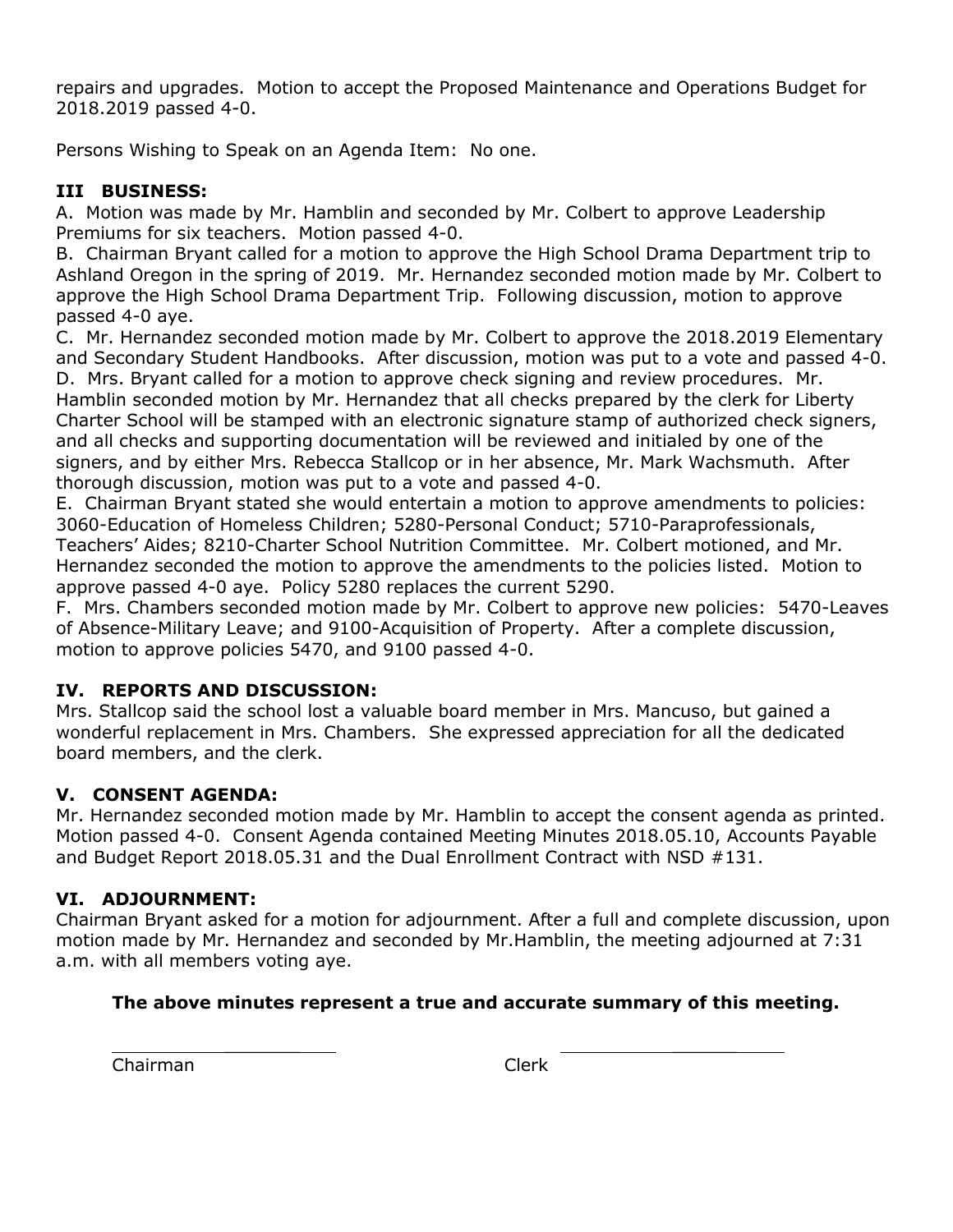repairs and upgrades. Motion to accept the Proposed Maintenance and Operations Budget for 2018.2019 passed 4-0.

Persons Wishing to Speak on an Agenda Item: No one.

## III BUSINESS:

A. Motion was made by Mr. Hamblin and seconded by Mr. Colbert to approve Leadership Premiums for six teachers. Motion passed 4-0.

B. Chairman Bryant called for a motion to approve the High School Drama Department trip to Ashland Oregon in the spring of 2019. Mr. Hernandez seconded motion made by Mr. Colbert to approve the High School Drama Department Trip. Following discussion, motion to approve passed 4-0 aye.

C. Mr. Hernandez seconded motion made by Mr. Colbert to approve the 2018.2019 Elementary and Secondary Student Handbooks. After discussion, motion was put to a vote and passed 4-0.

D. Mrs. Bryant called for a motion to approve check signing and review procedures. Mr. Hamblin seconded motion by Mr. Hernandez that all checks prepared by the clerk for Liberty Charter School will be stamped with an electronic signature stamp of authorized check signers, and all checks and supporting documentation will be reviewed and initialed by one of the signers, and by either Mrs. Rebecca Stallcop or in her absence, Mr. Mark Wachsmuth. After thorough discussion, motion was put to a vote and passed 4-0.

E. Chairman Bryant stated she would entertain a motion to approve amendments to policies: 3060-Education of Homeless Children; 5280-Personal Conduct; 5710-Paraprofessionals, Teachers' Aides; 8210-Charter School Nutrition Committee. Mr. Colbert motioned, and Mr. Hernandez seconded the motion to approve the amendments to the policies listed. Motion to approve passed 4-0 aye. Policy 5280 replaces the current 5290.

F. Mrs. Chambers seconded motion made by Mr. Colbert to approve new policies: 5470-Leaves of Absence-Military Leave; and 9100-Acquisition of Property. After a complete discussion, motion to approve policies 5470, and 9100 passed 4-0.

## IV. REPORTS AND DISCUSSION:

Mrs. Stallcop said the school lost a valuable board member in Mrs. Mancuso, but gained a wonderful replacement in Mrs. Chambers. She expressed appreciation for all the dedicated board members, and the clerk.

## V. CONSENT AGENDA:

Mr. Hernandez seconded motion made by Mr. Hamblin to accept the consent agenda as printed. Motion passed 4-0. Consent Agenda contained Meeting Minutes 2018.05.10, Accounts Payable and Budget Report 2018.05.31 and the Dual Enrollment Contract with NSD #131.

## VI. ADJOURNMENT:

Chairman Bryant asked for a motion for adjournment. After a full and complete discussion, upon motion made by Mr. Hernandez and seconded by Mr.Hamblin, the meeting adjourned at 7:31 a.m. with all members voting aye.

**The above minutes represent a true and accurate summary of this meeting.**

\_\_\_\_\_\_\_\_\_\_\_\_\_\_\_\_\_\_\_\_ Chairman

\_\_\_\_\_\_\_\_\_\_\_\_\_\_\_\_\_\_\_\_ Clerk